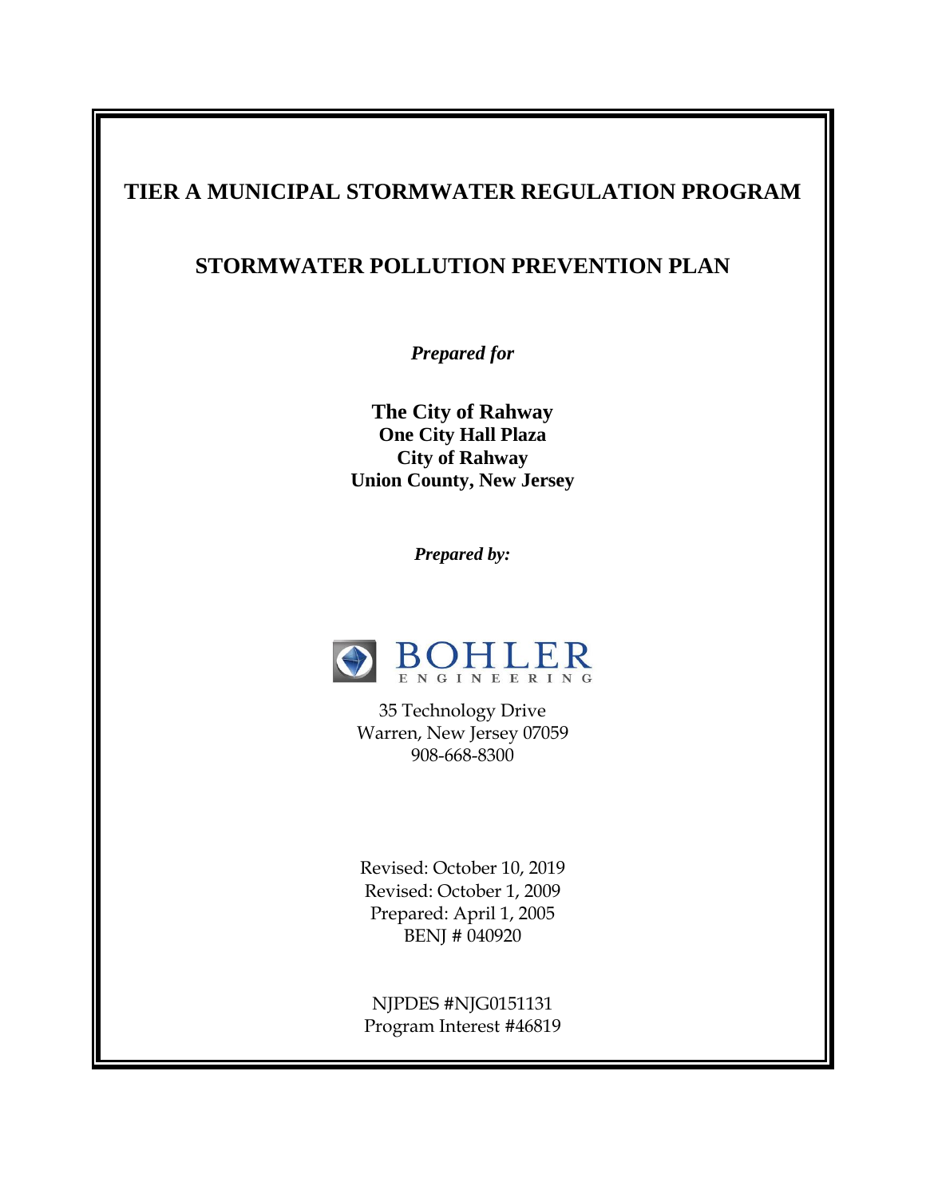# TIER A MUNICIPAL STORMWATER REGULATION PROGRAM

## STORMWATER POLLUTION PREVENTION PLAN

***Prepared for***

**The City of Rahway**
**One City Hall Plaza**
**City of Rahway**
**Union County, New Jersey**

***Prepared by:***

BOHLER
ENGINEERING

35 Technology Drive
Warren, New Jersey 07059
908-668-8300

Revised: October 10, 2019
Revised: October 1, 2009
Prepared: April 1, 2005
BENJ # 040920

NJPDES #NJG0151131
Program Interest #46819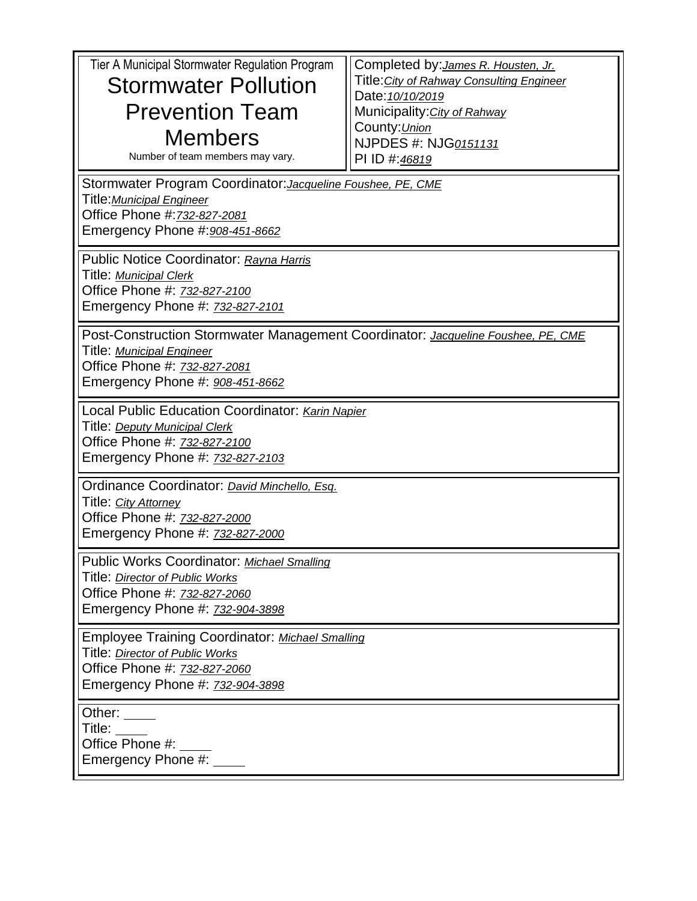Tier A Municipal Stormwater Regulation Program

# Stormwater Pollution Prevention Team Members

Number of team members may vary.

Completed by: *James R. Housten, Jr.*
Title: *City of Rahway Consulting Engineer*
Date: *10/10/2019*
Municipality: *City of Rahway*
County: *Union*
NJPDES #: NJG*0151131*
PI ID #: *46819*

---

Stormwater Program Coordinator: *Jacqueline Foushee, PE, CME*
Title: *Municipal Engineer*
Office Phone #: *732-827-2081*
Emergency Phone #: *908-451-8662*

---

Public Notice Coordinator: *Rayna Harris*
Title: *Municipal Clerk*
Office Phone #: *732-827-2100*
Emergency Phone #: *732-827-2101*

---

Post-Construction Stormwater Management Coordinator: *Jacqueline Foushee, PE, CME*
Title: *Municipal Engineer*
Office Phone #: *732-827-2081*
Emergency Phone #: *908-451-8662*

---

Local Public Education Coordinator: *Karin Napier*
Title: *Deputy Municipal Clerk*
Office Phone #: *732-827-2100*
Emergency Phone #: *732-827-2103*

---

Ordinance Coordinator: *David Minchello, Esq.*
Title: *City Attorney*
Office Phone #: *732-827-2000*
Emergency Phone #: *732-827-2000*

---

Public Works Coordinator: *Michael Smalling*
Title: *Director of Public Works*
Office Phone #: *732-827-2060*
Emergency Phone #: *732-904-3898*

---

Employee Training Coordinator: *Michael Smalling*
Title: *Director of Public Works*
Office Phone #: *732-827-2060*
Emergency Phone #: *732-904-3898*

---

Other: ____
Title: ____
Office Phone #: ____
Emergency Phone #: ____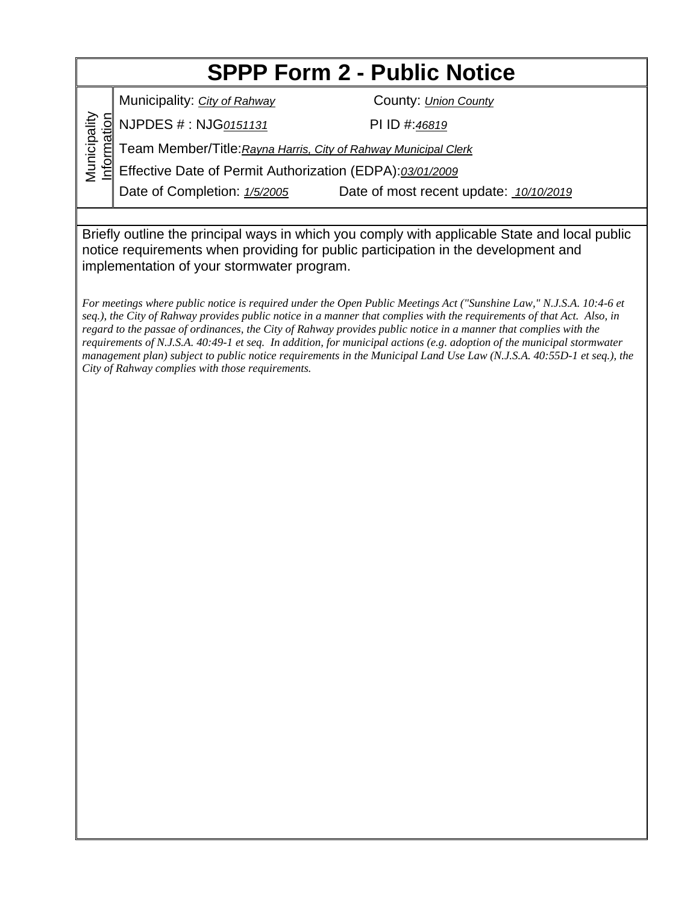# SPPP Form 2 - Public Notice

**Municipality Information**

Municipality: *City of Rahway* County: *Union County*

NJPDES # : NJG*0151131* PI ID #:*46819*

Team Member/Title:*Rayna Harris, City of Rahway Municipal Clerk*

Effective Date of Permit Authorization (EDPA):*03/01/2009*

Date of Completion: *1/5/2005* Date of most recent update: *10/10/2019*

Briefly outline the principal ways in which you comply with applicable State and local public notice requirements when providing for public participation in the development and implementation of your stormwater program.

*For meetings where public notice is required under the Open Public Meetings Act ("Sunshine Law," N.J.S.A. 10:4-6 et seq.), the City of Rahway provides public notice in a manner that complies with the requirements of that Act. Also, in regard to the passae of ordinances, the City of Rahway provides public notice in a manner that complies with the requirements of N.J.S.A. 40:49-1 et seq. In addition, for municipal actions (e.g. adoption of the municipal stormwater management plan) subject to public notice requirements in the Municipal Land Use Law (N.J.S.A. 40:55D-1 et seq.), the City of Rahway complies with those requirements.*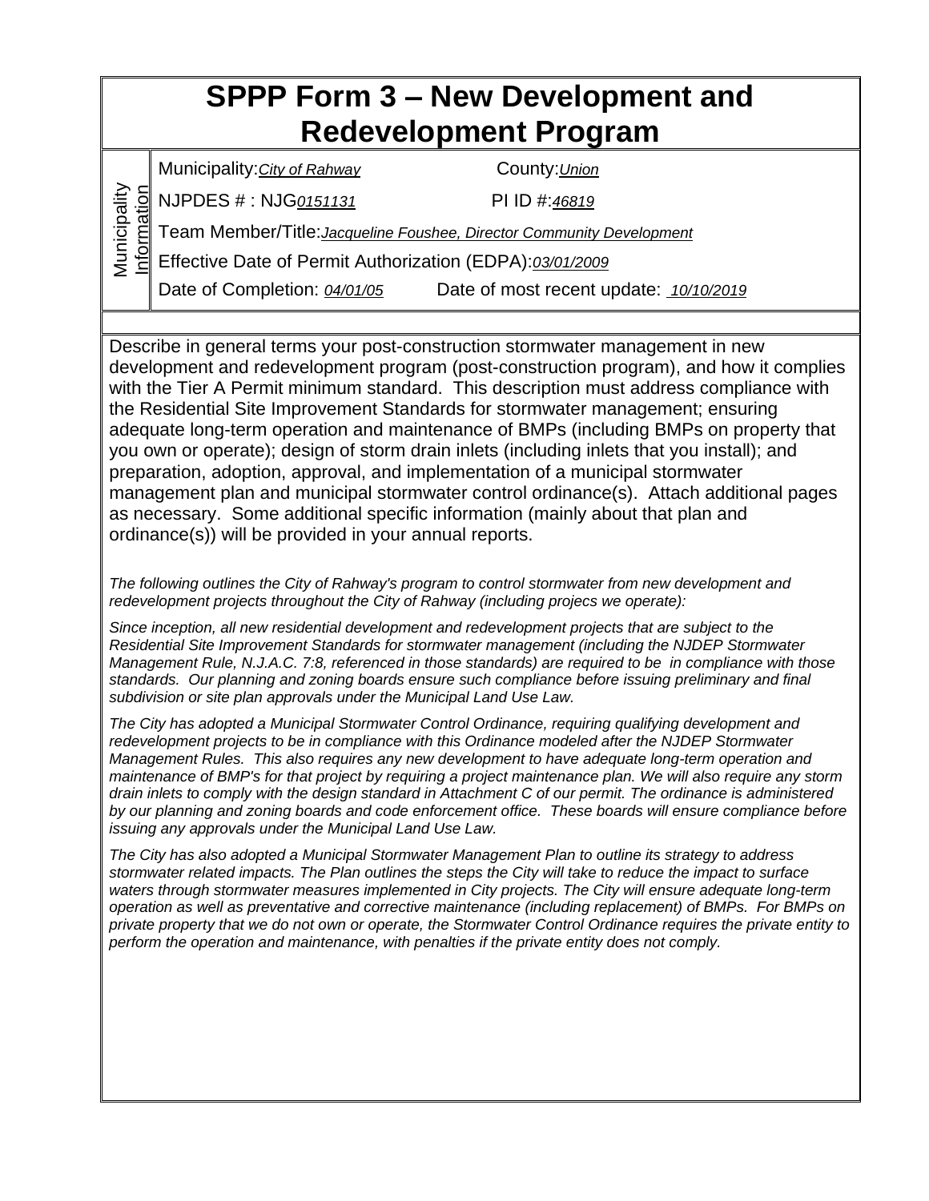# SPPP Form 3 – New Development and Redevelopment Program

| Municipality Information | |
|---|---|
| | Municipality: *City of Rahway* County: *Union* |
| | NJPDES # : NJG*0151131* PI ID #: *46819* |
| | Team Member/Title: *Jacqueline Foushee, Director Community Development* |
| | Effective Date of Permit Authorization (EDPA): *03/01/2009* |
| | Date of Completion: *04/01/05* Date of most recent update: *10/10/2019* |

Describe in general terms your post-construction stormwater management in new development and redevelopment program (post-construction program), and how it complies with the Tier A Permit minimum standard. This description must address compliance with the Residential Site Improvement Standards for stormwater management; ensuring adequate long-term operation and maintenance of BMPs (including BMPs on property that you own or operate); design of storm drain inlets (including inlets that you install); and preparation, adoption, approval, and implementation of a municipal stormwater management plan and municipal stormwater control ordinance(s). Attach additional pages as necessary. Some additional specific information (mainly about that plan and ordinance(s)) will be provided in your annual reports.

*The following outlines the City of Rahway's program to control stormwater from new development and redevelopment projects throughout the City of Rahway (including projecs we operate):*

*Since inception, all new residential development and redevelopment projects that are subject to the Residential Site Improvement Standards for stormwater management (including the NJDEP Stormwater Management Rule, N.J.A.C. 7:8, referenced in those standards) are required to be in compliance with those standards. Our planning and zoning boards ensure such compliance before issuing preliminary and final subdivision or site plan approvals under the Municipal Land Use Law.*

*The City has adopted a Municipal Stormwater Control Ordinance, requiring qualifying development and redevelopment projects to be in compliance with this Ordinance modeled after the NJDEP Stormwater Management Rules. This also requires any new development to have adequate long-term operation and maintenance of BMP's for that project by requiring a project maintenance plan. We will also require any storm drain inlets to comply with the design standard in Attachment C of our permit. The ordinance is administered by our planning and zoning boards and code enforcement office. These boards will ensure compliance before issuing any approvals under the Municipal Land Use Law.*

*The City has also adopted a Municipal Stormwater Management Plan to outline its strategy to address stormwater related impacts. The Plan outlines the steps the City will take to reduce the impact to surface waters through stormwater measures implemented in City projects. The City will ensure adequate long-term operation as well as preventative and corrective maintenance (including replacement) of BMPs. For BMPs on private property that we do not own or operate, the Stormwater Control Ordinance requires the private entity to perform the operation and maintenance, with penalties if the private entity does not comply.*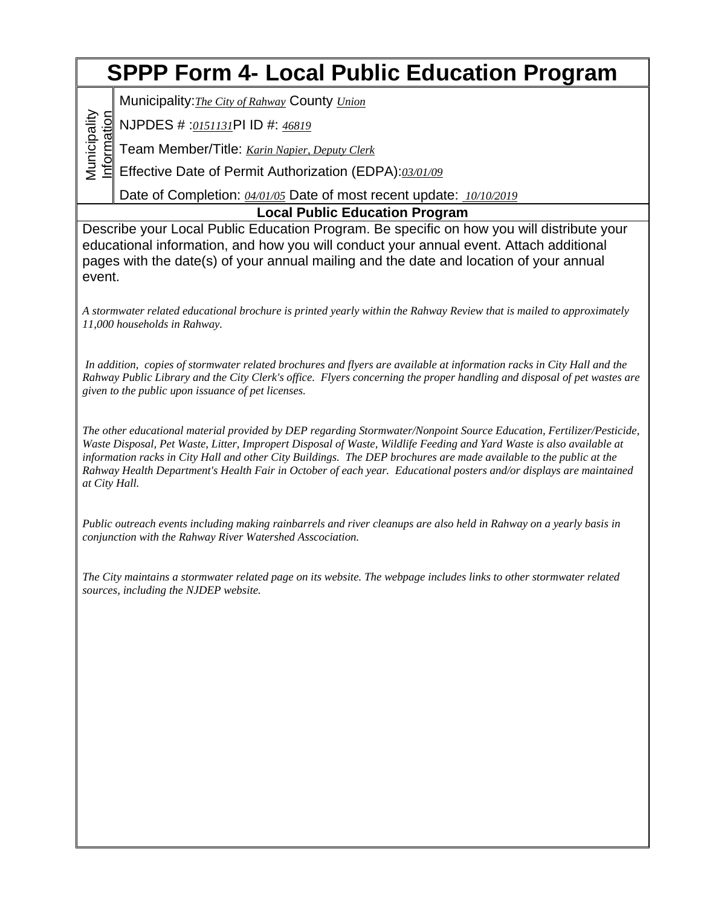# SPPP Form 4- Local Public Education Program

**Municipality Information**

Municipality: *The City of Rahway* County *Union*

NJPDES # : *0151131* PI ID #: *46819*

Team Member/Title: *Karin Napier, Deputy Clerk*

Effective Date of Permit Authorization (EDPA): *03/01/09*

Date of Completion: *04/01/05* Date of most recent update: *10/10/2019*

## Local Public Education Program

Describe your Local Public Education Program. Be specific on how you will distribute your educational information, and how you will conduct your annual event. Attach additional pages with the date(s) of your annual mailing and the date and location of your annual event.

*A stormwater related educational brochure is printed yearly within the Rahway Review that is mailed to approximately 11,000 households in Rahway.*

*In addition, copies of stormwater related brochures and flyers are available at information racks in City Hall and the Rahway Public Library and the City Clerk's office. Flyers concerning the proper handling and disposal of pet wastes are given to the public upon issuance of pet licenses.*

*The other educational material provided by DEP regarding Stormwater/Nonpoint Source Education, Fertilizer/Pesticide, Waste Disposal, Pet Waste, Litter, Impropert Disposal of Waste, Wildlife Feeding and Yard Waste is also available at information racks in City Hall and other City Buildings. The DEP brochures are made available to the public at the Rahway Health Department's Health Fair in October of each year. Educational posters and/or displays are maintained at City Hall.*

*Public outreach events including making rainbarrels and river cleanups are also held in Rahway on a yearly basis in conjunction with the Rahway River Watershed Asscociation.*

*The City maintains a stormwater related page on its website. The webpage includes links to other stormwater related sources, including the NJDEP website.*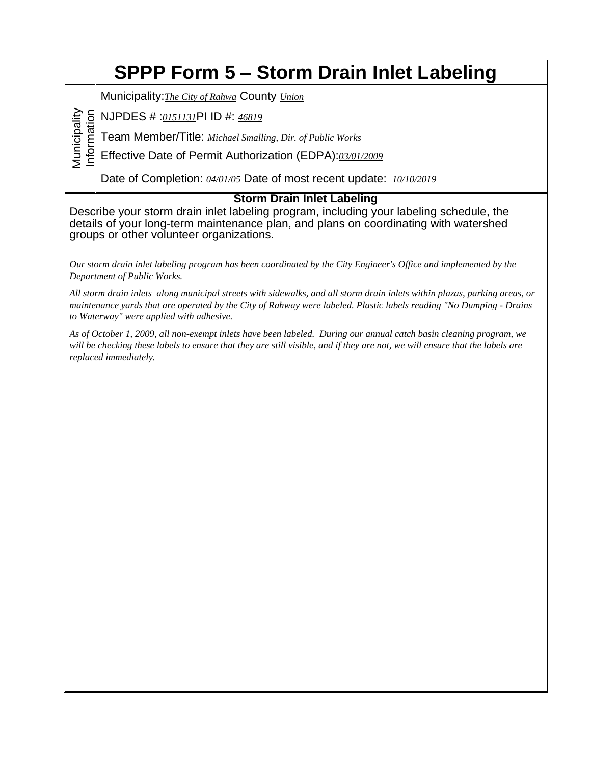# SPPP Form 5 – Storm Drain Inlet Labeling

**Municipality Information**

Municipality: *The City of Rahwa* County *Union*

NJPDES # : *0151131* PI ID #: *46819*

Team Member/Title: *Michael Smalling, Dir. of Public Works*

Effective Date of Permit Authorization (EDPA): *03/01/2009*

Date of Completion: *04/01/05* Date of most recent update: *10/10/2019*

## Storm Drain Inlet Labeling

Describe your storm drain inlet labeling program, including your labeling schedule, the details of your long-term maintenance plan, and plans on coordinating with watershed groups or other volunteer organizations.

*Our storm drain inlet labeling program has been coordinated by the City Engineer's Office and implemented by the Department of Public Works.*

*All storm drain inlets along municipal streets with sidewalks, and all storm drain inlets within plazas, parking areas, or maintenance yards that are operated by the City of Rahway were labeled. Plastic labels reading "No Dumping - Drains to Waterway" were applied with adhesive.*

*As of October 1, 2009, all non-exempt inlets have been labeled. During our annual catch basin cleaning program, we will be checking these labels to ensure that they are still visible, and if they are not, we will ensure that the labels are replaced immediately.*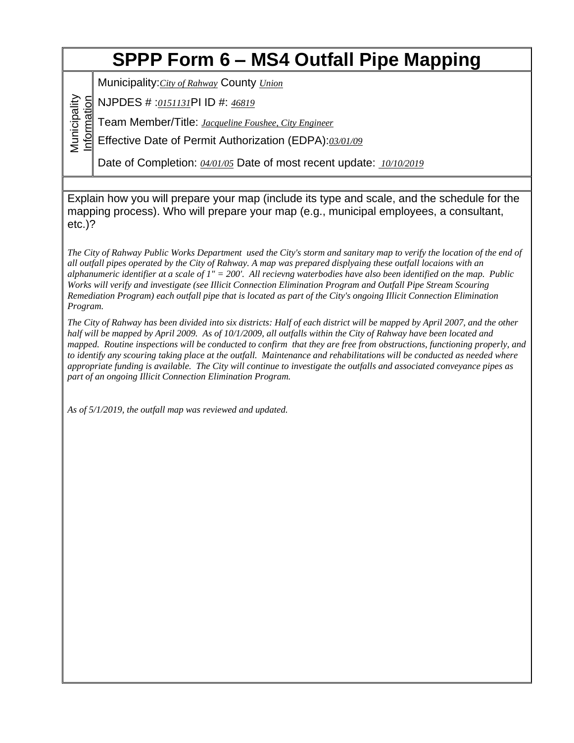# SPPP Form 6 – MS4 Outfall Pipe Mapping

**Municipality Information**

Municipality: *City of Rahway* County *Union*

NJPDES # : *0151131* PI ID #: *46819*

Team Member/Title: *Jacqueline Foushee, City Engineer*

Effective Date of Permit Authorization (EDPA): *03/01/09*

Date of Completion: *04/01/05* Date of most recent update: *10/10/2019*

Explain how you will prepare your map (include its type and scale, and the schedule for the mapping process). Who will prepare your map (e.g., municipal employees, a consultant, etc.)?

*The City of Rahway Public Works Department used the City's storm and sanitary map to verify the location of the end of all outfall pipes operated by the City of Rahway. A map was prepared displyaing these outfall locaions with an alphanumeric identifier at a scale of 1" = 200'. All recievng waterbodies have also been identified on the map. Public Works will verify and investigate (see Illicit Connection Elimination Program and Outfall Pipe Stream Scouring Remediation Program) each outfall pipe that is located as part of the City's ongoing Illicit Connection Elimination Program.*

*The City of Rahway has been divided into six districts: Half of each district will be mapped by April 2007, and the other half will be mapped by April 2009. As of 10/1/2009, all outfalls within the City of Rahway have been located and mapped. Routine inspections will be conducted to confirm that they are free from obstructions, functioning properly, and to identify any scouring taking place at the outfall. Maintenance and rehabilitations will be conducted as needed where appropriate funding is available. The City will continue to investigate the outfalls and associated conveyance pipes as part of an ongoing Illicit Connection Elimination Program.*

*As of 5/1/2019, the outfall map was reviewed and updated.*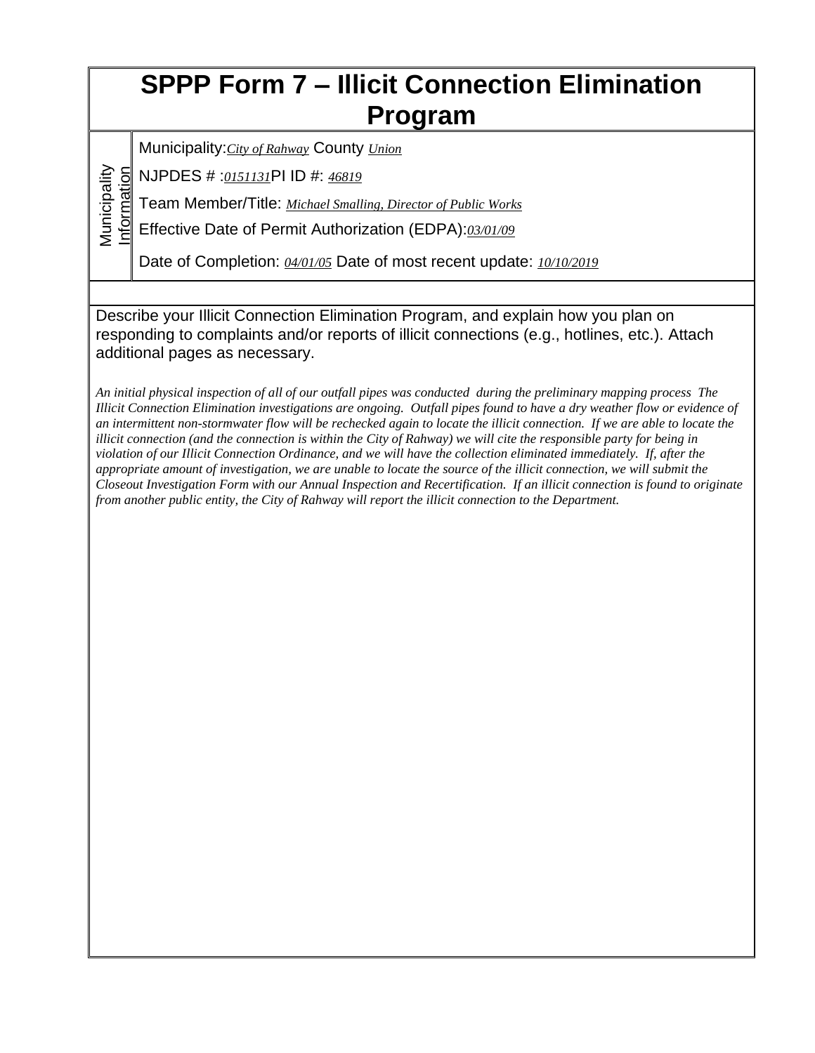# SPPP Form 7 – Illicit Connection Elimination Program

**Municipality Information**

Municipality: *City of Rahway* County *Union*

NJPDES # : *0151131* PI ID #: *46819*

Team Member/Title: *Michael Smalling, Director of Public Works*

Effective Date of Permit Authorization (EDPA): *03/01/09*

Date of Completion: *04/01/05* Date of most recent update: *10/10/2019*

Describe your Illicit Connection Elimination Program, and explain how you plan on responding to complaints and/or reports of illicit connections (e.g., hotlines, etc.). Attach additional pages as necessary.

*An initial physical inspection of all of our outfall pipes was conducted during the preliminary mapping process The Illicit Connection Elimination investigations are ongoing. Outfall pipes found to have a dry weather flow or evidence of an intermittent non-stormwater flow will be rechecked again to locate the illicit connection. If we are able to locate the illicit connection (and the connection is within the City of Rahway) we will cite the responsible party for being in violation of our Illicit Connection Ordinance, and we will have the collection eliminated immediately. If, after the appropriate amount of investigation, we are unable to locate the source of the illicit connection, we will submit the Closeout Investigation Form with our Annual Inspection and Recertification. If an illicit connection is found to originate from another public entity, the City of Rahway will report the illicit connection to the Department.*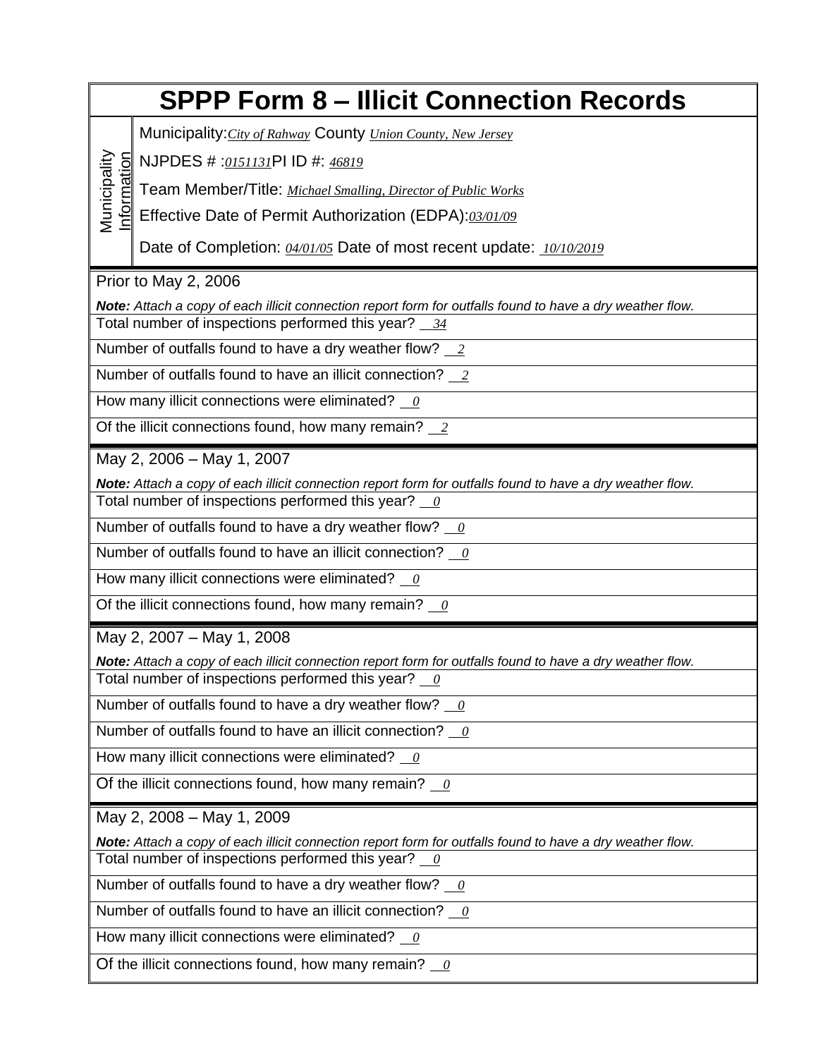# SPPP Form 8 – Illicit Connection Records

**Municipality Information**

Municipality: *City of Rahway* County *Union County, New Jersey*

NJPDES # : *0151131* PI ID #: *46819*

Team Member/Title: *Michael Smalling, Director of Public Works*

Effective Date of Permit Authorization (EDPA): *03/01/09*

Date of Completion: *04/01/05* Date of most recent update: *10/10/2019*

## Prior to May 2, 2006

***Note:*** *Attach a copy of each illicit connection report form for outfalls found to have a dry weather flow.*

Total number of inspections performed this year? *34*

Number of outfalls found to have a dry weather flow? *2*

Number of outfalls found to have an illicit connection? *2*

How many illicit connections were eliminated? *0*

Of the illicit connections found, how many remain? *2*

## May 2, 2006 – May 1, 2007

***Note:*** *Attach a copy of each illicit connection report form for outfalls found to have a dry weather flow.*

Total number of inspections performed this year? *0*

Number of outfalls found to have a dry weather flow? *0*

Number of outfalls found to have an illicit connection? *0*

How many illicit connections were eliminated? *0*

Of the illicit connections found, how many remain? *0*

## May 2, 2007 – May 1, 2008

***Note:*** *Attach a copy of each illicit connection report form for outfalls found to have a dry weather flow.*

Total number of inspections performed this year? *0*

Number of outfalls found to have a dry weather flow? *0*

Number of outfalls found to have an illicit connection? *0*

How many illicit connections were eliminated? *0*

Of the illicit connections found, how many remain? *0*

## May 2, 2008 – May 1, 2009

***Note:*** *Attach a copy of each illicit connection report form for outfalls found to have a dry weather flow.*

Total number of inspections performed this year? *0*

Number of outfalls found to have a dry weather flow? *0*

Number of outfalls found to have an illicit connection? *0*

How many illicit connections were eliminated? *0*

Of the illicit connections found, how many remain? *0*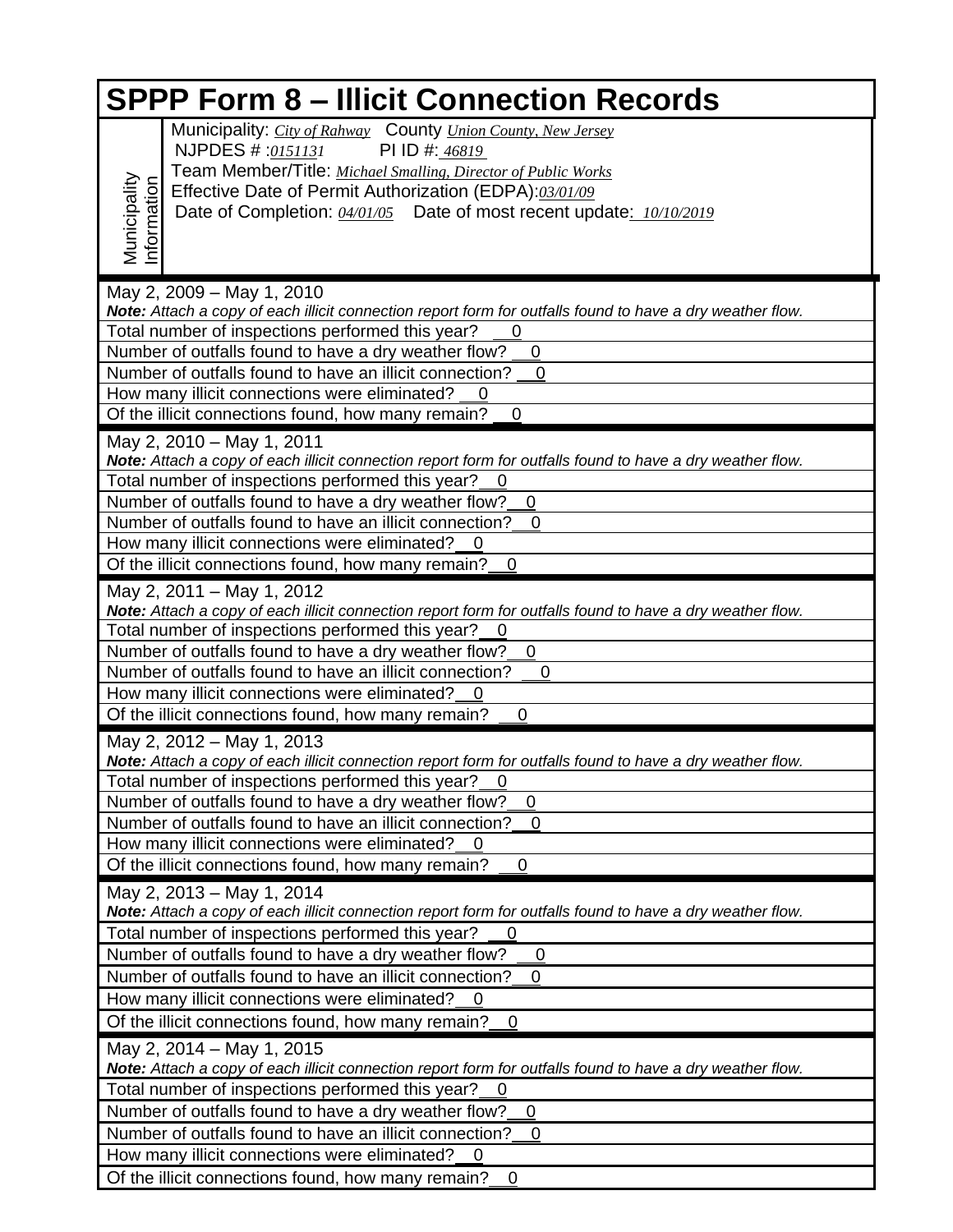# SPPP Form 8 – Illicit Connection Records

**Municipality Information**

Municipality: *City of Rahway* County *Union County, New Jersey*
NJPDES # :*0151131* PI ID #: *46819*
Team Member/Title: *Michael Smalling, Director of Public Works*
Effective Date of Permit Authorization (EDPA):*03/01/09*
Date of Completion: *04/01/05* Date of most recent update: *10/10/2019*

May 2, 2009 – May 1, 2010
***Note:*** *Attach a copy of each illicit connection report form for outfalls found to have a dry weather flow.*

Total number of inspections performed this year? 0
Number of outfalls found to have a dry weather flow? 0
Number of outfalls found to have an illicit connection? 0
How many illicit connections were eliminated? 0
Of the illicit connections found, how many remain? 0

May 2, 2010 – May 1, 2011
***Note:*** *Attach a copy of each illicit connection report form for outfalls found to have a dry weather flow.*

Total number of inspections performed this year? 0
Number of outfalls found to have a dry weather flow? 0
Number of outfalls found to have an illicit connection? 0
How many illicit connections were eliminated? 0
Of the illicit connections found, how many remain? 0

May 2, 2011 – May 1, 2012
***Note:*** *Attach a copy of each illicit connection report form for outfalls found to have a dry weather flow.*

Total number of inspections performed this year? 0
Number of outfalls found to have a dry weather flow? 0
Number of outfalls found to have an illicit connection? 0
How many illicit connections were eliminated? 0
Of the illicit connections found, how many remain? 0

May 2, 2012 – May 1, 2013
***Note:*** *Attach a copy of each illicit connection report form for outfalls found to have a dry weather flow.*

Total number of inspections performed this year? 0
Number of outfalls found to have a dry weather flow? 0
Number of outfalls found to have an illicit connection? 0
How many illicit connections were eliminated? 0
Of the illicit connections found, how many remain? 0

May 2, 2013 – May 1, 2014
***Note:*** *Attach a copy of each illicit connection report form for outfalls found to have a dry weather flow.*

Total number of inspections performed this year? 0
Number of outfalls found to have a dry weather flow? 0
Number of outfalls found to have an illicit connection? 0
How many illicit connections were eliminated? 0
Of the illicit connections found, how many remain? 0

May 2, 2014 – May 1, 2015
***Note:*** *Attach a copy of each illicit connection report form for outfalls found to have a dry weather flow.*

Total number of inspections performed this year? 0
Number of outfalls found to have a dry weather flow? 0
Number of outfalls found to have an illicit connection? 0
How many illicit connections were eliminated? 0
Of the illicit connections found, how many remain? 0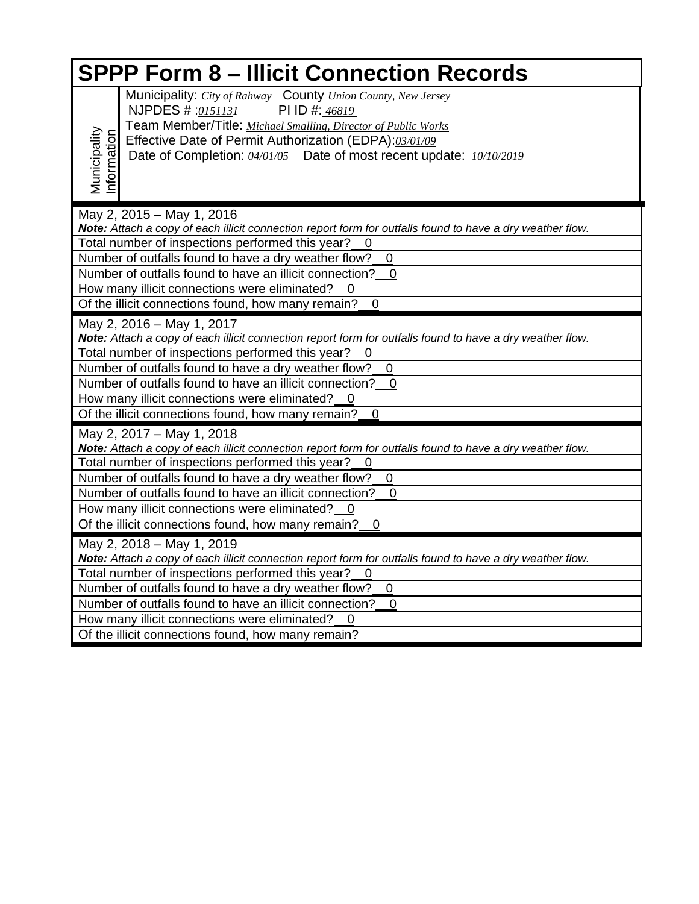# SPPP Form 8 – Illicit Connection Records

**Municipality Information**

Municipality: *City of Rahway* County *Union County, New Jersey*
NJPDES # :*0151131* PI ID #: *46819*
Team Member/Title: *Michael Smalling, Director of Public Works*
Effective Date of Permit Authorization (EDPA): *03/01/09*
Date of Completion: *04/01/05* Date of most recent update: *10/10/2019*

---

May 2, 2015 – May 1, 2016
***Note:*** *Attach a copy of each illicit connection report form for outfalls found to have a dry weather flow.*

Total number of inspections performed this year? 0
Number of outfalls found to have a dry weather flow? 0
Number of outfalls found to have an illicit connection? 0
How many illicit connections were eliminated? 0
Of the illicit connections found, how many remain? 0

---

May 2, 2016 – May 1, 2017
***Note:*** *Attach a copy of each illicit connection report form for outfalls found to have a dry weather flow.*

Total number of inspections performed this year? 0
Number of outfalls found to have a dry weather flow? 0
Number of outfalls found to have an illicit connection? 0
How many illicit connections were eliminated? 0
Of the illicit connections found, how many remain? 0

---

May 2, 2017 – May 1, 2018
***Note:*** *Attach a copy of each illicit connection report form for outfalls found to have a dry weather flow.*

Total number of inspections performed this year? 0
Number of outfalls found to have a dry weather flow? 0
Number of outfalls found to have an illicit connection? 0
How many illicit connections were eliminated? 0
Of the illicit connections found, how many remain? 0

---

May 2, 2018 – May 1, 2019
***Note:*** *Attach a copy of each illicit connection report form for outfalls found to have a dry weather flow.*

Total number of inspections performed this year? 0
Number of outfalls found to have a dry weather flow? 0
Number of outfalls found to have an illicit connection? 0
How many illicit connections were eliminated? 0
Of the illicit connections found, how many remain?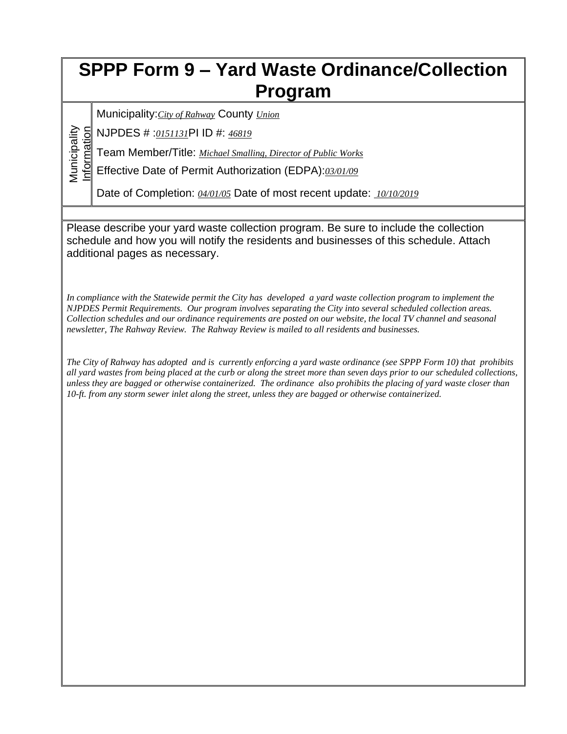# SPPP Form 9 – Yard Waste Ordinance/Collection Program

**Municipality Information**

Municipality: *City of Rahway* County *Union*

NJPDES # : *0151131* PI ID #: *46819*

Team Member/Title: *Michael Smalling, Director of Public Works*

Effective Date of Permit Authorization (EDPA): *03/01/09*

Date of Completion: *04/01/05* Date of most recent update: *10/10/2019*

Please describe your yard waste collection program. Be sure to include the collection schedule and how you will notify the residents and businesses of this schedule. Attach additional pages as necessary.

*In compliance with the Statewide permit the City has developed a yard waste collection program to implement the NJPDES Permit Requirements. Our program involves separating the City into several scheduled collection areas. Collection schedules and our ordinance requirements are posted on our website, the local TV channel and seasonal newsletter, The Rahway Review. The Rahway Review is mailed to all residents and businesses.*

*The City of Rahway has adopted and is currently enforcing a yard waste ordinance (see SPPP Form 10) that prohibits all yard wastes from being placed at the curb or along the street more than seven days prior to our scheduled collections, unless they are bagged or otherwise containerized. The ordinance also prohibits the placing of yard waste closer than 10-ft. from any storm sewer inlet along the street, unless they are bagged or otherwise containerized.*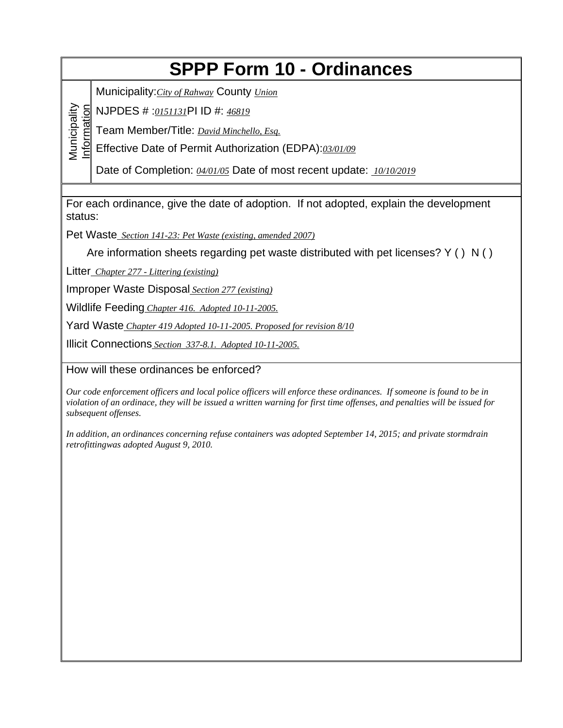# SPPP Form 10 - Ordinances

**Municipality Information**

Municipality: *City of Rahway* County *Union*

NJPDES # : *0151131* PI ID #: *46819*

Team Member/Title: *David Minchello, Esq.*

Effective Date of Permit Authorization (EDPA): *03/01/09*

Date of Completion: *04/01/05* Date of most recent update: *10/10/2019*

---

For each ordinance, give the date of adoption. If not adopted, explain the development status:

Pet Waste *Section 141-23: Pet Waste (existing, amended 2007)*

Are information sheets regarding pet waste distributed with pet licenses? Y ( ) N ( )

Litter *Chapter 277 - Littering (existing)*

Improper Waste Disposal *Section 277 (existing)*

Wildlife Feeding *Chapter 416. Adopted 10-11-2005.*

Yard Waste *Chapter 419 Adopted 10-11-2005. Proposed for revision 8/10*

Illicit Connections *Section 337-8.1. Adopted 10-11-2005.*

---

How will these ordinances be enforced?

*Our code enforcement officers and local police officers will enforce these ordinances. If someone is found to be in violation of an ordinace, they will be issued a written warning for first time offenses, and penalties will be issued for subsequent offenses.*

*In addition, an ordinances concerning refuse containers was adopted September 14, 2015; and private stormdrain retrofittingwas adopted August 9, 2010.*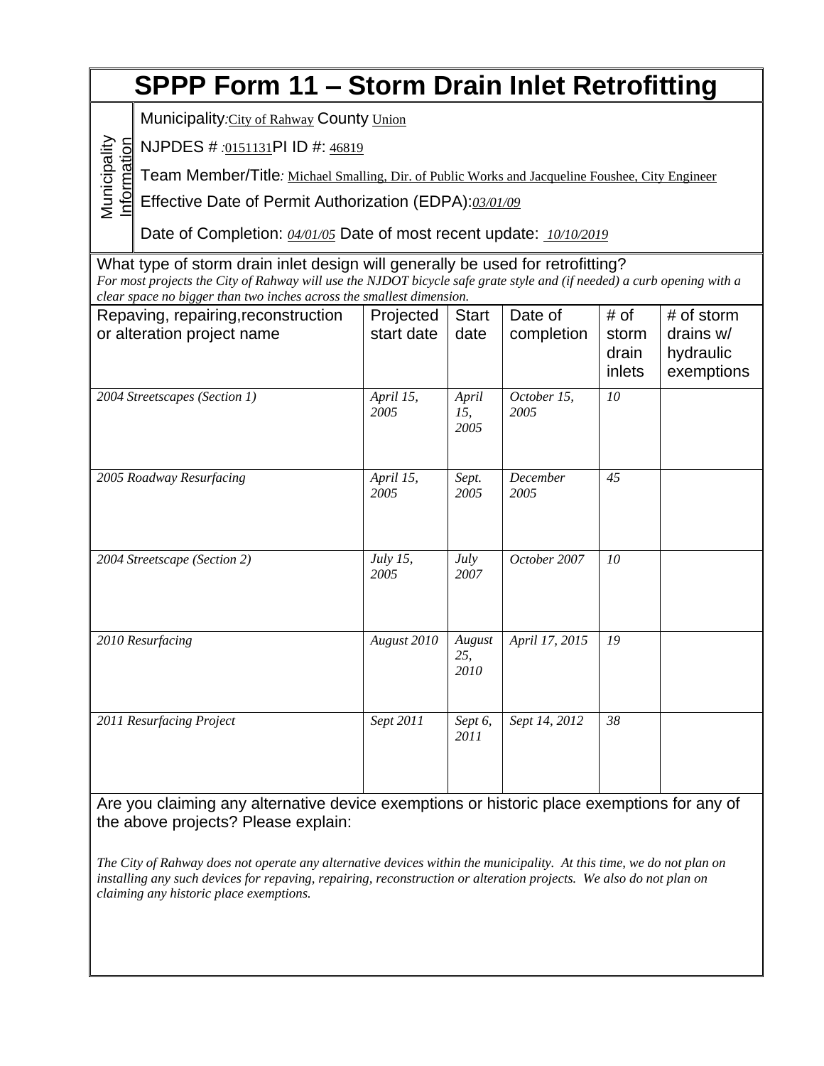# SPPP Form 11 – Storm Drain Inlet Retrofitting

**Municipality Information**

Municipality: City of Rahway County Union

NJPDES # :0151131 PI ID #: 46819

Team Member/Title: Michael Smalling, Dir. of Public Works and Jacqueline Foushee, City Engineer

Effective Date of Permit Authorization (EDPA): *03/01/09*

Date of Completion: *04/01/05* Date of most recent update: *10/10/2019*

What type of storm drain inlet design will generally be used for retrofitting?

*For most projects the City of Rahway will use the NJDOT bicycle safe grate style and (if needed) a curb opening with a clear space no bigger than two inches across the smallest dimension.*

| Repaving, repairing, reconstruction or alteration project name | Projected start date | Start date | Date of completion | # of storm drain inlets | # of storm drains w/ hydraulic exemptions |
|---|---|---|---|---|---|
| *2004 Streetscapes (Section 1)* | *April 15, 2005* | *April 15, 2005* | *October 15, 2005* | *10* | |
| *2005 Roadway Resurfacing* | *April 15, 2005* | *Sept. 2005* | *December 2005* | *45* | |
| *2004 Streetscape (Section 2)* | *July 15, 2005* | *July 2007* | *October 2007* | *10* | |
| *2010 Resurfacing* | *August 2010* | *August 25, 2010* | *April 17, 2015* | *19* | |
| *2011 Resurfacing Project* | *Sept 2011* | *Sept 6, 2011* | *Sept 14, 2012* | *38* | |

Are you claiming any alternative device exemptions or historic place exemptions for any of the above projects? Please explain:

*The City of Rahway does not operate any alternative devices within the municipality. At this time, we do not plan on installing any such devices for repaving, repairing, reconstruction or alteration projects. We also do not plan on claiming any historic place exemptions.*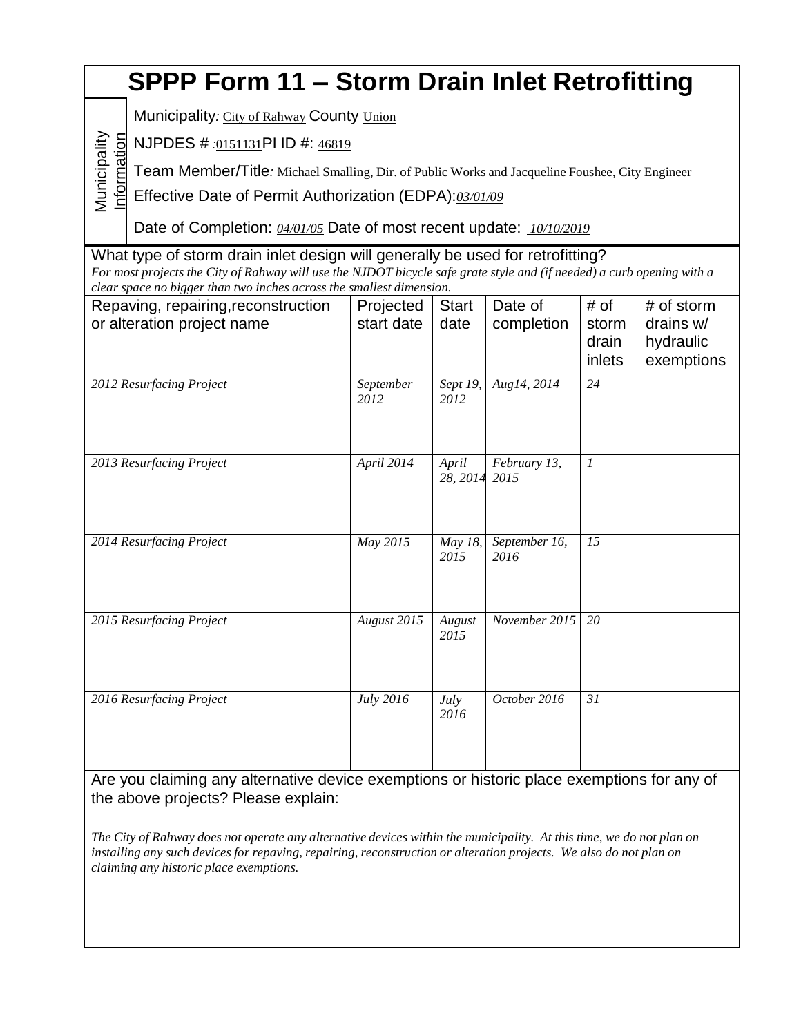# SPPP Form 11 – Storm Drain Inlet Retrofitting

**Municipality Information**

Municipality: City of Rahway County Union

NJPDES # :0151131PI ID #: 46819

Team Member/Title: Michael Smalling, Dir. of Public Works and Jacqueline Foushee, City Engineer

Effective Date of Permit Authorization (EDPA): *03/01/09*

Date of Completion: *04/01/05* Date of most recent update: *10/10/2019*

What type of storm drain inlet design will generally be used for retrofitting?

*For most projects the City of Rahway will use the NJDOT bicycle safe grate style and (if needed) a curb opening with a clear space no bigger than two inches across the smallest dimension.*

| Repaving, repairing,reconstruction or alteration project name | Projected start date | Start date | Date of completion | # of storm drain inlets | # of storm drains w/ hydraulic exemptions |
|---|---|---|---|---|---|
| *2012 Resurfacing Project* | *September 2012* | *Sept 19, 2012* | *Aug14, 2014* | *24* | |
| *2013 Resurfacing Project* | *April 2014* | *April 28, 2014* | *February 13, 2015* | *1* | |
| *2014 Resurfacing Project* | *May 2015* | *May 18, 2015* | *September 16, 2016* | *15* | |
| *2015 Resurfacing Project* | *August 2015* | *August 2015* | *November 2015* | *20* | |
| *2016 Resurfacing Project* | *July 2016* | *July 2016* | *October 2016* | *31* | |

Are you claiming any alternative device exemptions or historic place exemptions for any of the above projects? Please explain:

*The City of Rahway does not operate any alternative devices within the municipality. At this time, we do not plan on installing any such devices for repaving, repairing, reconstruction or alteration projects. We also do not plan on claiming any historic place exemptions.*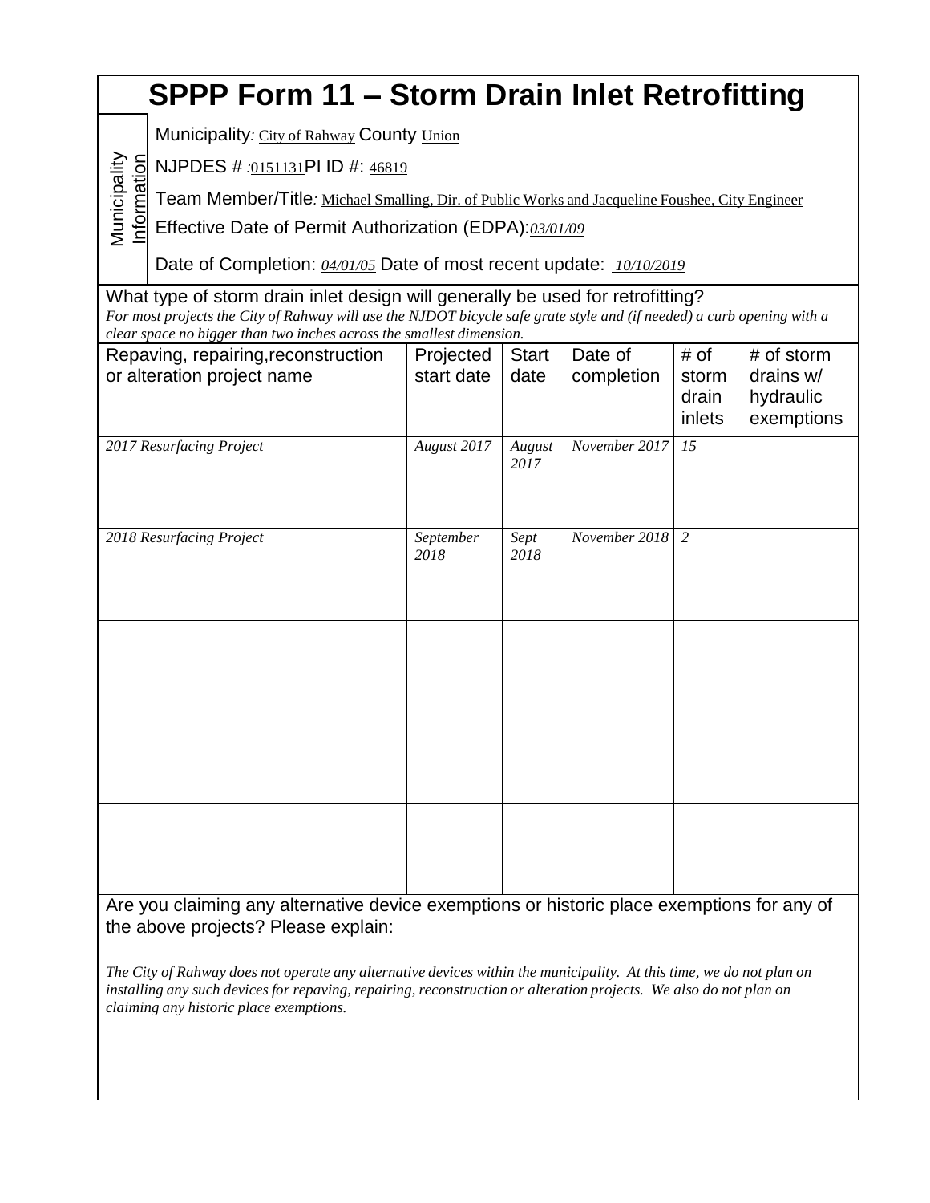# SPPP Form 11 – Storm Drain Inlet Retrofitting

**Municipality Information**

Municipality*:* City of Rahway County Union

NJPDES # *:*0151131PI ID #: 46819

Team Member/Title*:* Michael Smalling, Dir. of Public Works and Jacqueline Foushee, City Engineer

Effective Date of Permit Authorization (EDPA):*03/01/09*

Date of Completion: *04/01/05* Date of most recent update: *10/10/2019*

What type of storm drain inlet design will generally be used for retrofitting?

*For most projects the City of Rahway will use the NJDOT bicycle safe grate style and (if needed) a curb opening with a clear space no bigger than two inches across the smallest dimension.*

| Repaving, repairing, reconstruction or alteration project name | Projected start date | Start date | Date of completion | # of storm drain inlets | # of storm drains w/ hydraulic exemptions |
|---|---|---|---|---|---|
| *2017 Resurfacing Project* | *August 2017* | *August 2017* | *November 2017* | *15* | |
| *2018 Resurfacing Project* | *September 2018* | *Sept 2018* | *November 2018* | *2* | |
| | | | | | |
| | | | | | |
| | | | | | |

Are you claiming any alternative device exemptions or historic place exemptions for any of the above projects? Please explain:

*The City of Rahway does not operate any alternative devices within the municipality. At this time, we do not plan on installing any such devices for repaving, repairing, reconstruction or alteration projects. We also do not plan on claiming any historic place exemptions.*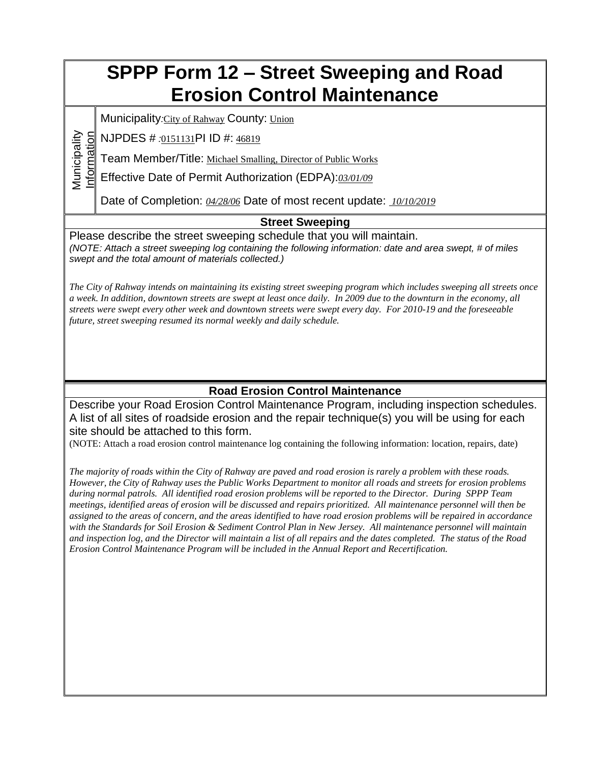# SPPP Form 12 – Street Sweeping and Road Erosion Control Maintenance

**Municipality Information**

Municipality: City of Rahway County: Union

NJPDES # :0151131 PI ID #: 46819

Team Member/Title: Michael Smalling, Director of Public Works

Effective Date of Permit Authorization (EDPA): *03/01/09*

Date of Completion: *04/28/06* Date of most recent update: *10/10/2019*

## Street Sweeping

Please describe the street sweeping schedule that you will maintain.

*(NOTE: Attach a street sweeping log containing the following information: date and area swept, # of miles swept and the total amount of materials collected.)*

*The City of Rahway intends on maintaining its existing street sweeping program which includes sweeping all streets once a week. In addition, downtown streets are swept at least once daily. In 2009 due to the downturn in the economy, all streets were swept every other week and downtown streets were swept every day. For 2010-19 and the foreseeable future, street sweeping resumed its normal weekly and daily schedule.*

## Road Erosion Control Maintenance

Describe your Road Erosion Control Maintenance Program, including inspection schedules. A list of all sites of roadside erosion and the repair technique(s) you will be using for each site should be attached to this form.

(NOTE: Attach a road erosion control maintenance log containing the following information: location, repairs, date)

*The majority of roads within the City of Rahway are paved and road erosion is rarely a problem with these roads. However, the City of Rahway uses the Public Works Department to monitor all roads and streets for erosion problems during normal patrols. All identified road erosion problems will be reported to the Director. During SPPP Team meetings, identified areas of erosion will be discussed and repairs prioritized. All maintenance personnel will then be assigned to the areas of concern, and the areas identified to have road erosion problems will be repaired in accordance with the Standards for Soil Erosion & Sediment Control Plan in New Jersey. All maintenance personnel will maintain and inspection log, and the Director will maintain a list of all repairs and the dates completed. The status of the Road Erosion Control Maintenance Program will be included in the Annual Report and Recertification.*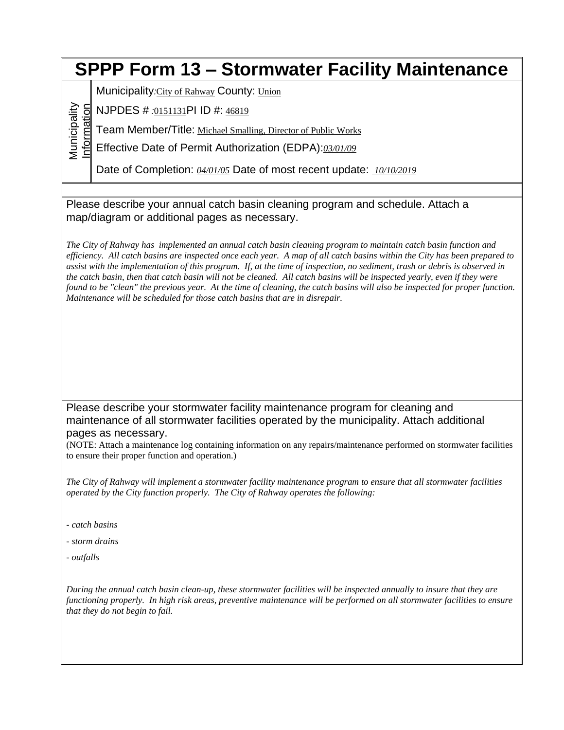# SPPP Form 13 – Stormwater Facility Maintenance

**Municipality Information**

Municipality: City of Rahway County: Union

NJPDES # : 0151131 PI ID #: 46819

Team Member/Title: Michael Smalling, Director of Public Works

Effective Date of Permit Authorization (EDPA): *03/01/09*

Date of Completion: *04/01/05* Date of most recent update: *10/10/2019*

Please describe your annual catch basin cleaning program and schedule. Attach a map/diagram or additional pages as necessary.

*The City of Rahway has implemented an annual catch basin cleaning program to maintain catch basin function and efficiency. All catch basins are inspected once each year. A map of all catch basins within the City has been prepared to assist with the implementation of this program. If, at the time of inspection, no sediment, trash or debris is observed in the catch basin, then that catch basin will not be cleaned. All catch basins will be inspected yearly, even if they were found to be "clean" the previous year. At the time of cleaning, the catch basins will also be inspected for proper function. Maintenance will be scheduled for those catch basins that are in disrepair.*

Please describe your stormwater facility maintenance program for cleaning and maintenance of all stormwater facilities operated by the municipality. Attach additional pages as necessary.

(NOTE: Attach a maintenance log containing information on any repairs/maintenance performed on stormwater facilities to ensure their proper function and operation.)

*The City of Rahway will implement a stormwater facility maintenance program to ensure that all stormwater facilities operated by the City function properly. The City of Rahway operates the following:*

- *catch basins*
- *storm drains*
- *outfalls*

*During the annual catch basin clean-up, these stormwater facilities will be inspected annually to insure that they are functioning properly. In high risk areas, preventive maintenance will be performed on all stormwater facilities to ensure that they do not begin to fail.*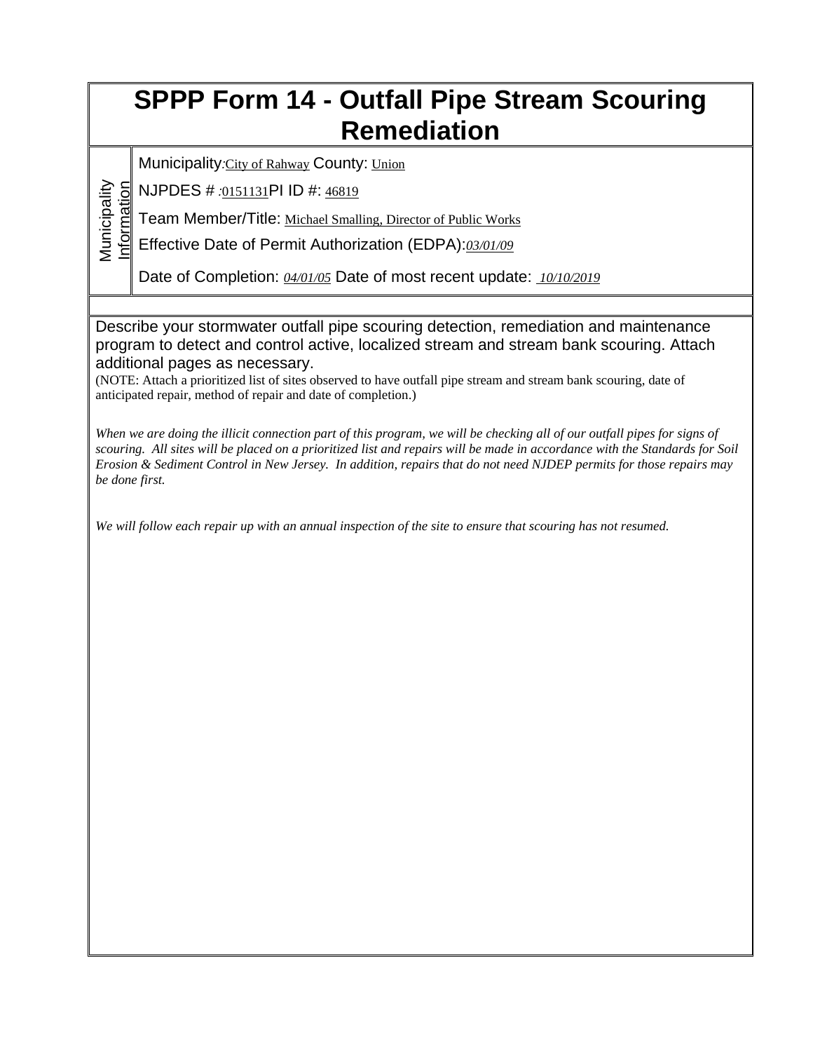# SPPP Form 14 - Outfall Pipe Stream Scouring Remediation

**Municipality Information**

Municipality: City of Rahway County: Union

NJPDES # :0151131 PI ID #: 46819

Team Member/Title: Michael Smalling, Director of Public Works

Effective Date of Permit Authorization (EDPA): *03/01/09*

Date of Completion: *04/01/05* Date of most recent update: *10/10/2019*

Describe your stormwater outfall pipe scouring detection, remediation and maintenance program to detect and control active, localized stream and stream bank scouring. Attach additional pages as necessary.

(NOTE: Attach a prioritized list of sites observed to have outfall pipe stream and stream bank scouring, date of anticipated repair, method of repair and date of completion.)

*When we are doing the illicit connection part of this program, we will be checking all of our outfall pipes for signs of scouring. All sites will be placed on a prioritized list and repairs will be made in accordance with the Standards for Soil Erosion & Sediment Control in New Jersey. In addition, repairs that do not need NJDEP permits for those repairs may be done first.*

*We will follow each repair up with an annual inspection of the site to ensure that scouring has not resumed.*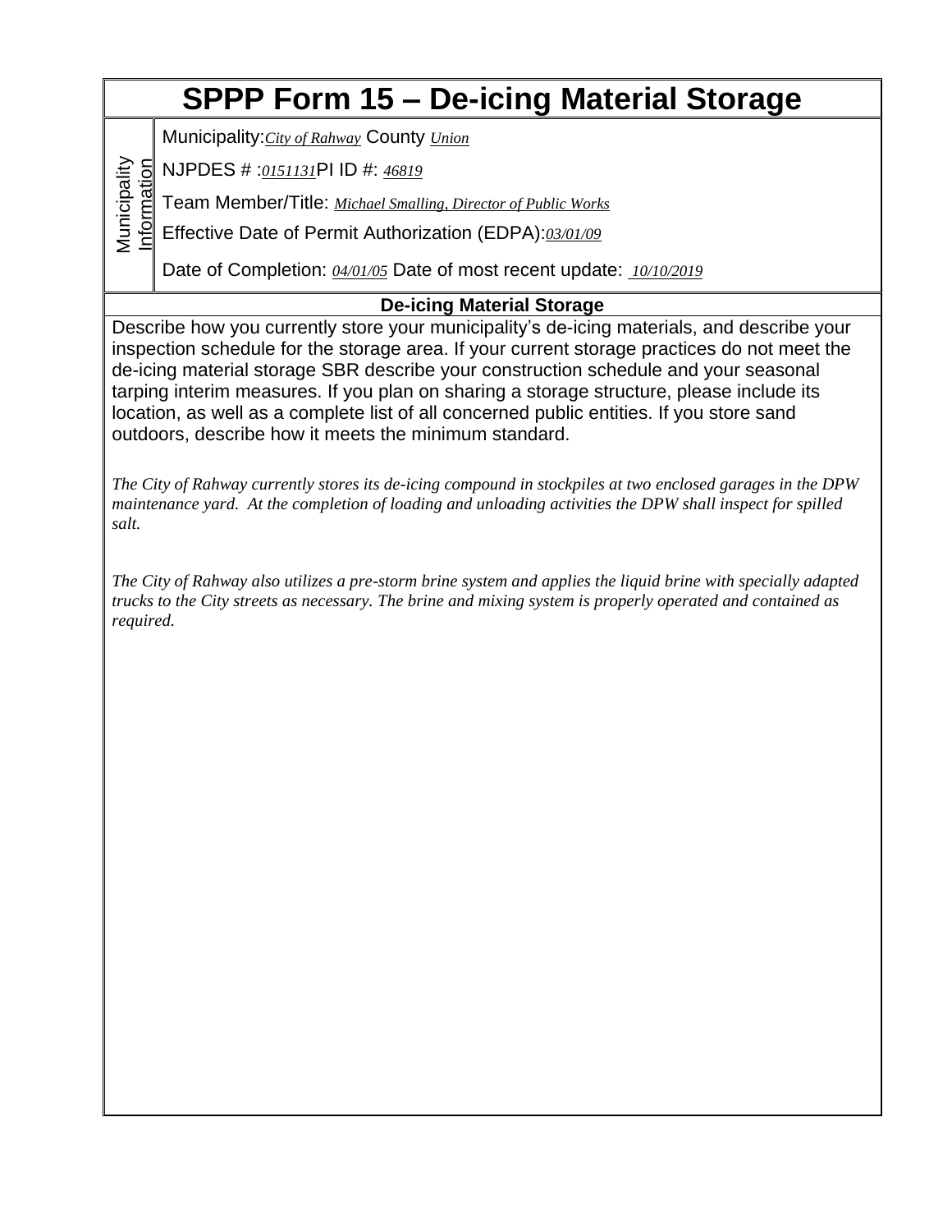# SPPP Form 15 – De-icing Material Storage

**Municipality Information**

Municipality: *City of Rahway* County *Union*

NJPDES # : *0151131* PI ID #: *46819*

Team Member/Title: *Michael Smalling, Director of Public Works*

Effective Date of Permit Authorization (EDPA): *03/01/09*

Date of Completion: *04/01/05* Date of most recent update: *10/10/2019*

## De-icing Material Storage

Describe how you currently store your municipality's de-icing materials, and describe your inspection schedule for the storage area. If your current storage practices do not meet the de-icing material storage SBR describe your construction schedule and your seasonal tarping interim measures. If you plan on sharing a storage structure, please include its location, as well as a complete list of all concerned public entities. If you store sand outdoors, describe how it meets the minimum standard.

*The City of Rahway currently stores its de-icing compound in stockpiles at two enclosed garages in the DPW maintenance yard. At the completion of loading and unloading activities the DPW shall inspect for spilled salt.*

*The City of Rahway also utilizes a pre-storm brine system and applies the liquid brine with specially adapted trucks to the City streets as necessary. The brine and mixing system is properly operated and contained as required.*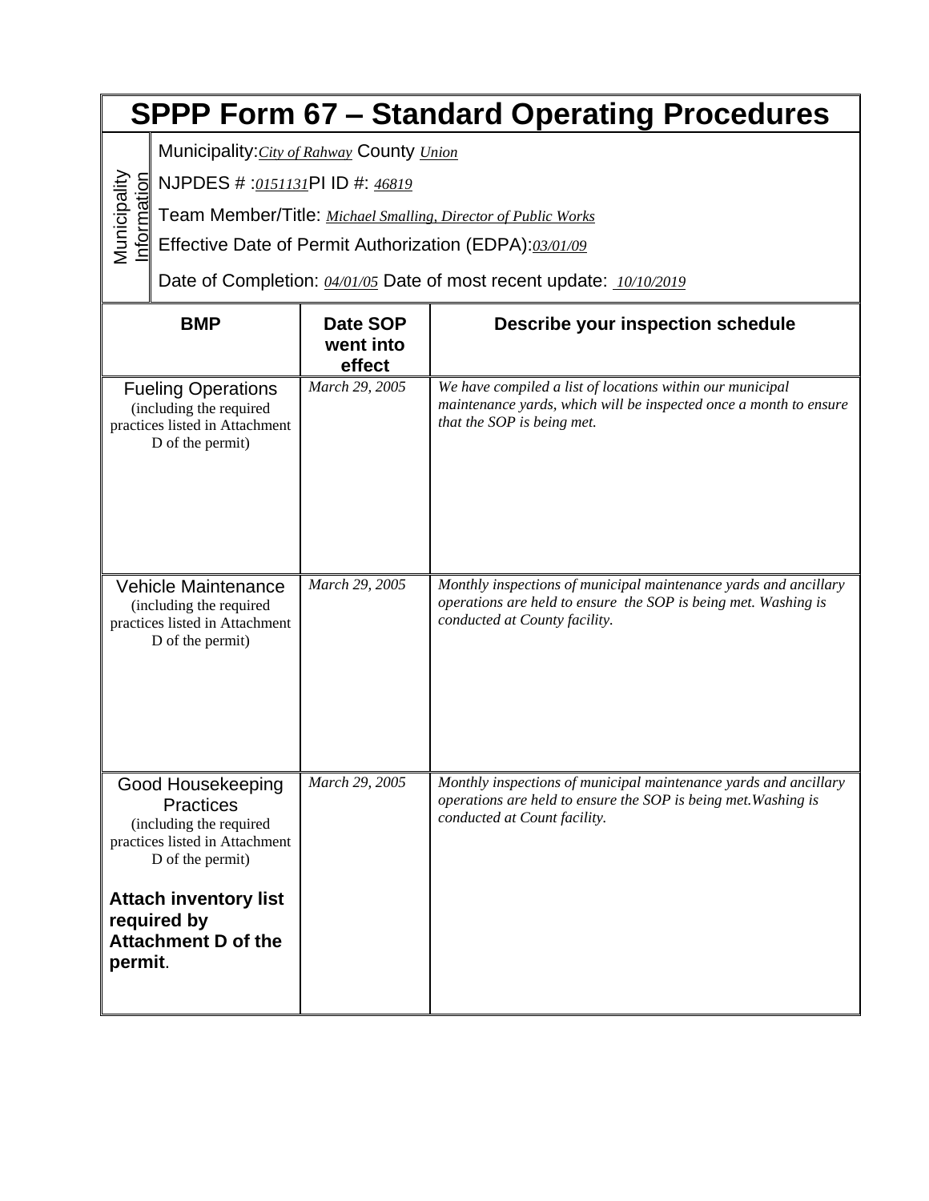# SPPP Form 67 – Standard Operating Procedures

**Municipality Information**

Municipality: *City of Rahway* County *Union*

NJPDES # : *0151131* PI ID #: *46819*

Team Member/Title: *Michael Smalling, Director of Public Works*

Effective Date of Permit Authorization (EDPA): *03/01/09*

Date of Completion: *04/01/05* Date of most recent update: *10/10/2019*

| BMP | Date SOP went into effect | Describe your inspection schedule |
|---|---|---|
| Fueling Operations (including the required practices listed in Attachment D of the permit) | *March 29, 2005* | *We have compiled a list of locations within our municipal maintenance yards, which will be inspected once a month to ensure that the SOP is being met.* |
| Vehicle Maintenance (including the required practices listed in Attachment D of the permit) | *March 29, 2005* | *Monthly inspections of municipal maintenance yards and ancillary operations are held to ensure the SOP is being met. Washing is conducted at County facility.* |
| Good Housekeeping Practices (including the required practices listed in Attachment D of the permit)<br><br>**Attach inventory list required by Attachment D of the permit**. | *March 29, 2005* | *Monthly inspections of municipal maintenance yards and ancillary operations are held to ensure the SOP is being met.Washing is conducted at Count facility.* |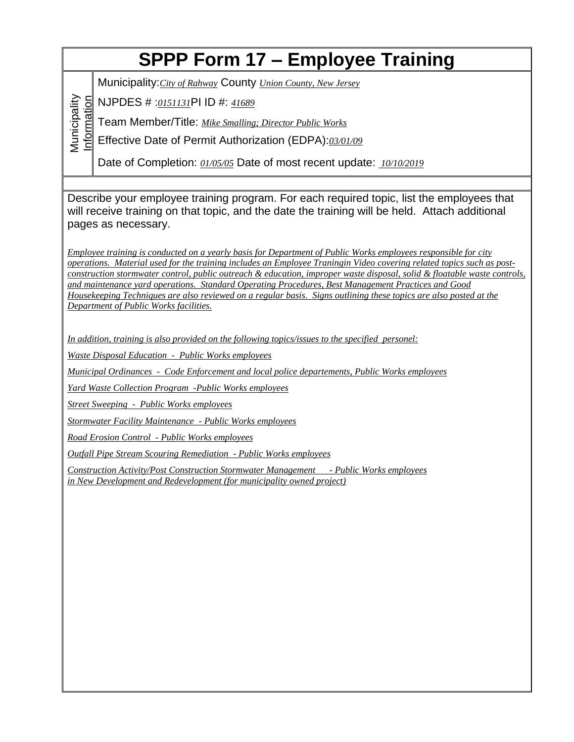# SPPP Form 17 – Employee Training

**Municipality Information**

Municipality: *City of Rahway* County *Union County, New Jersey*

NJPDES # : *0151131* PI ID #: *41689*

Team Member/Title: *Mike Smalling; Director Public Works*

Effective Date of Permit Authorization (EDPA): *03/01/09*

Date of Completion: *01/05/05* Date of most recent update: *10/10/2019*

Describe your employee training program. For each required topic, list the employees that will receive training on that topic, and the date the training will be held. Attach additional pages as necessary.

*Employee training is conducted on a yearly basis for Department of Public Works employees responsible for city operations. Material used for the training includes an Employee Traningin Video covering related topics such as post-construction stormwater control, public outreach & education, improper waste disposal, solid & floatable waste controls, and maintenance yard operations. Standard Operating Procedures, Best Management Practices and Good Housekeeping Techniques are also reviewed on a regular basis. Signs outlining these topics are also posted at the Department of Public Works facilities.*

*In addition, training is also provided on the following topics/issues to the specified personel:*

*Waste Disposal Education - Public Works employees*

*Municipal Ordinances - Code Enforcement and local police departements, Public Works employees*

*Yard Waste Collection Program -Public Works employees*

*Street Sweeping - Public Works employees*

*Stormwater Facility Maintenance - Public Works employees*

*Road Erosion Control - Public Works employees*

*Outfall Pipe Stream Scouring Remediation - Public Works employees*

*Construction Activity/Post Construction Stormwater Management - Public Works employees in New Development and Redevelopment (for municipality owned project)*